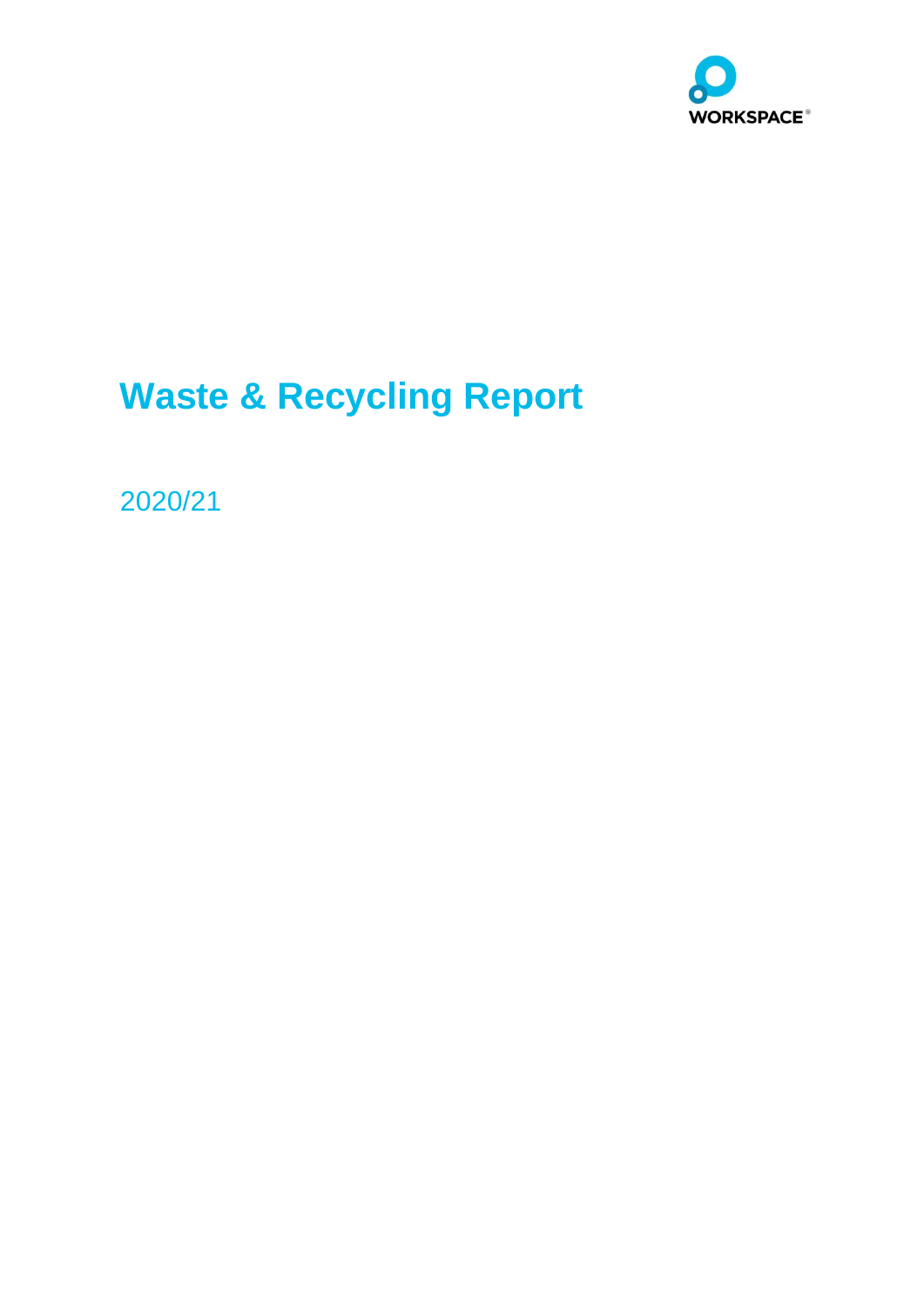WORKSPACE®

# Waste & Recycling Report

2020/21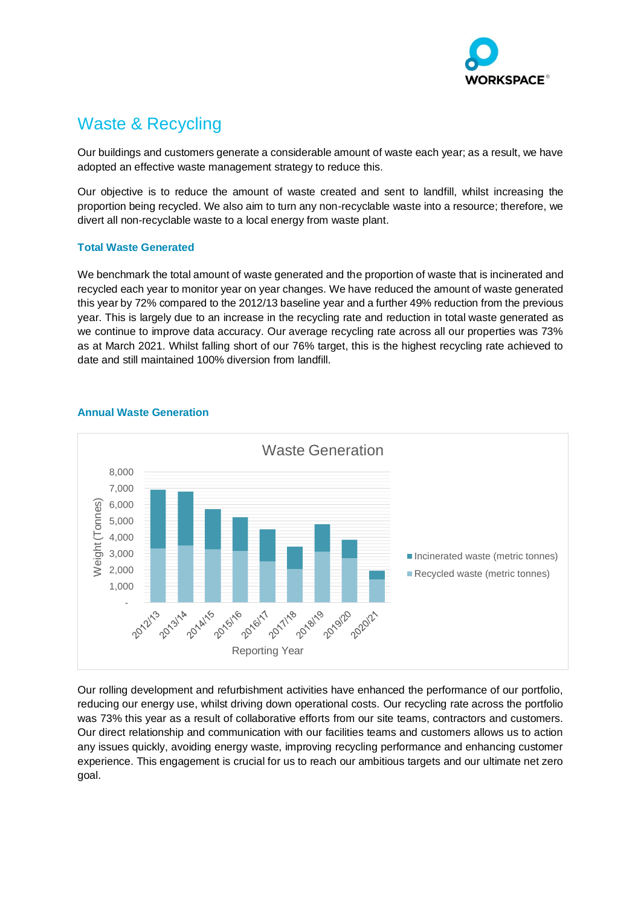# Waste & Recycling

Our buildings and customers generate a considerable amount of waste each year; as a result, we have adopted an effective waste management strategy to reduce this.

Our objective is to reduce the amount of waste created and sent to landfill, whilst increasing the proportion being recycled. We also aim to turn any non-recyclable waste into a resource; therefore, we divert all non-recyclable waste to a local energy from waste plant.

### Total Waste Generated

We benchmark the total amount of waste generated and the proportion of waste that is incinerated and recycled each year to monitor year on year changes. We have reduced the amount of waste generated this year by 72% compared to the 2012/13 baseline year and a further 49% reduction from the previous year. This is largely due to an increase in the recycling rate and reduction in total waste generated as we continue to improve data accuracy. Our average recycling rate across all our properties was 73% as at March 2021. Whilst falling short of our 76% target, this is the highest recycling rate achieved to date and still maintained 100% diversion from landfill.

### Annual Waste Generation

Waste Generation

Weight (Tonnes): 8,000, 7,000, 6,000, 5,000, 4,000, 3,000, 2,000, 1,000, -

Reporting Year: 2012/13, 2013/14, 2014/15, 2015/16, 2016/17, 2017/18, 2018/19, 2019/20, 2020/21

■ Incinerated waste (metric tonnes)
■ Recycled waste (metric tonnes)

Our rolling development and refurbishment activities have enhanced the performance of our portfolio, reducing our energy use, whilst driving down operational costs. Our recycling rate across the portfolio was 73% this year as a result of collaborative efforts from our site teams, contractors and customers. Our direct relationship and communication with our facilities teams and customers allows us to action any issues quickly, avoiding energy waste, improving recycling performance and enhancing customer experience. This engagement is crucial for us to reach our ambitious targets and our ultimate net zero goal.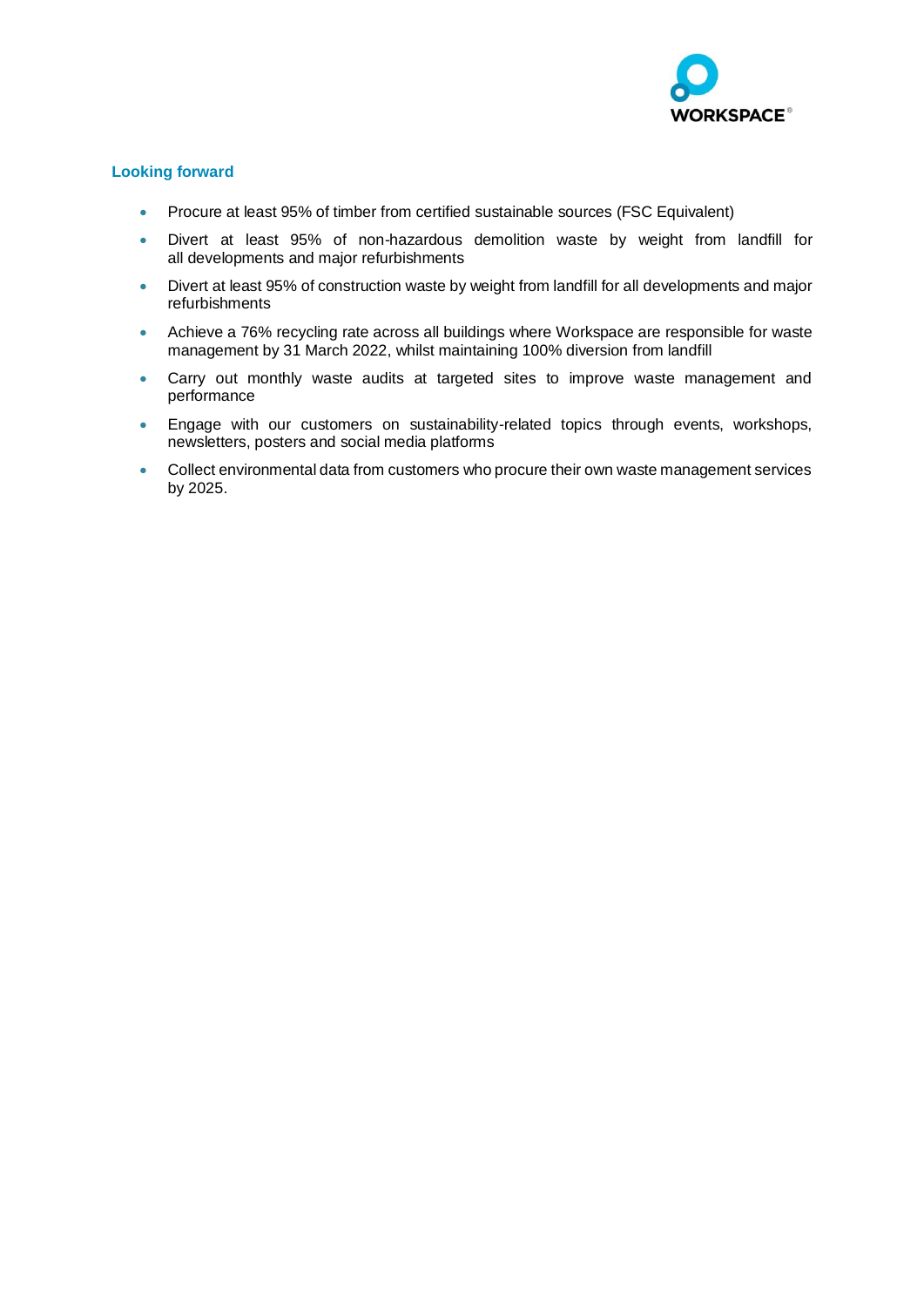## Looking forward

- Procure at least 95% of timber from certified sustainable sources (FSC Equivalent)
- Divert at least 95% of non-hazardous demolition waste by weight from landfill for all developments and major refurbishments
- Divert at least 95% of construction waste by weight from landfill for all developments and major refurbishments
- Achieve a 76% recycling rate across all buildings where Workspace are responsible for waste management by 31 March 2022, whilst maintaining 100% diversion from landfill
- Carry out monthly waste audits at targeted sites to improve waste management and performance
- Engage with our customers on sustainability-related topics through events, workshops, newsletters, posters and social media platforms
- Collect environmental data from customers who procure their own waste management services by 2025.